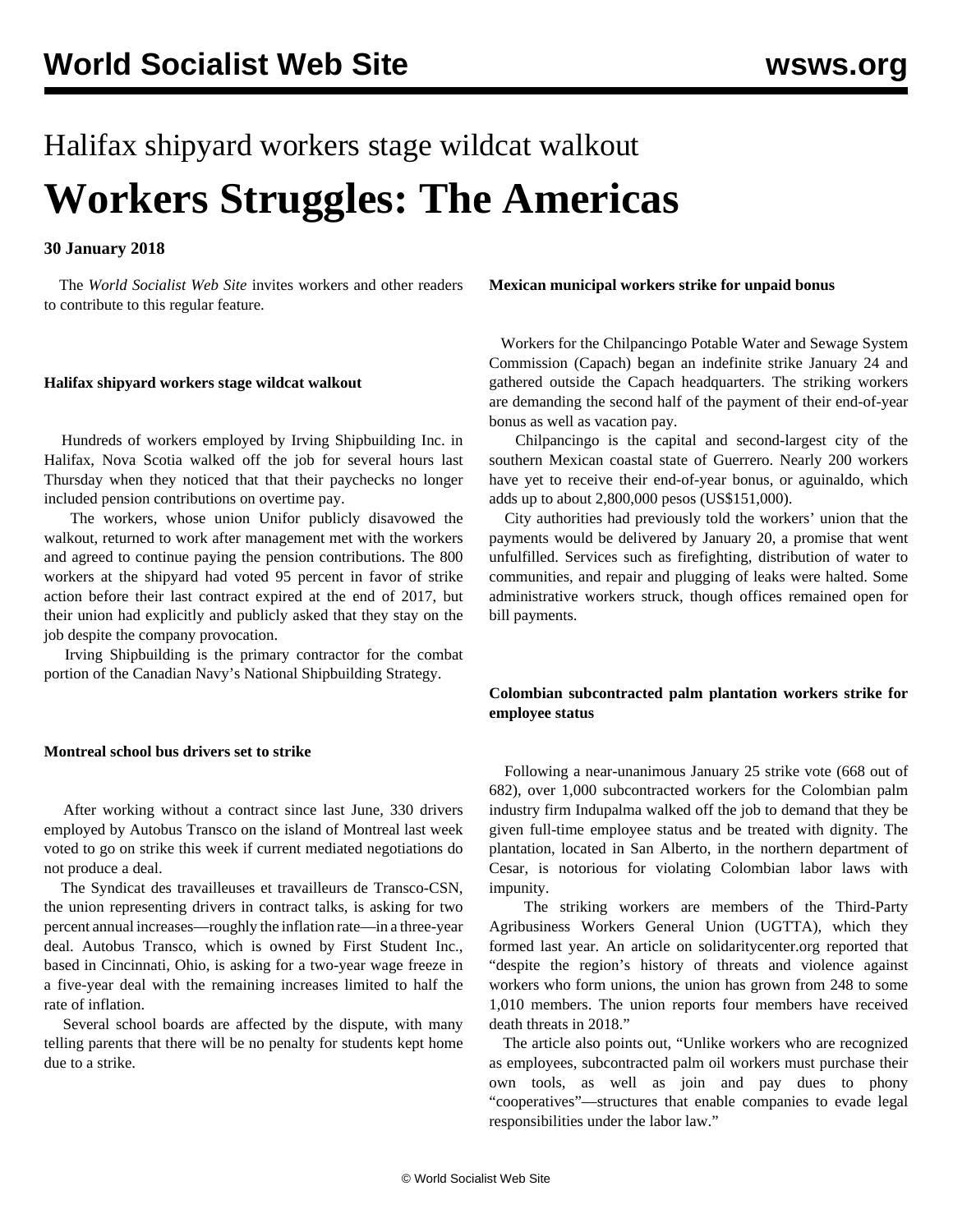# Halifax shipyard workers stage wildcat walkout

# Workers Struggles: The Americas

**30 January 2018**

The *World Socialist Web Site* invites workers and other readers to contribute to this regular feature.

**Halifax shipyard workers stage wildcat walkout**

Hundreds of workers employed by Irving Shipbuilding Inc. in Halifax, Nova Scotia walked off the job for several hours last Thursday when they noticed that that their paychecks no longer included pension contributions on overtime pay.

The workers, whose union Unifor publicly disavowed the walkout, returned to work after management met with the workers and agreed to continue paying the pension contributions. The 800 workers at the shipyard had voted 95 percent in favor of strike action before their last contract expired at the end of 2017, but their union had explicitly and publicly asked that they stay on the job despite the company provocation.

Irving Shipbuilding is the primary contractor for the combat portion of the Canadian Navy's National Shipbuilding Strategy.

**Montreal school bus drivers set to strike**

After working without a contract since last June, 330 drivers employed by Autobus Transco on the island of Montreal last week voted to go on strike this week if current mediated negotiations do not produce a deal.

The Syndicat des travailleuses et travailleurs de Transco-CSN, the union representing drivers in contract talks, is asking for two percent annual increases—roughly the inflation rate—in a three-year deal. Autobus Transco, which is owned by First Student Inc., based in Cincinnati, Ohio, is asking for a two-year wage freeze in a five-year deal with the remaining increases limited to half the rate of inflation.

Several school boards are affected by the dispute, with many telling parents that there will be no penalty for students kept home due to a strike.

**Mexican municipal workers strike for unpaid bonus**

Workers for the Chilpancingo Potable Water and Sewage System Commission (Capach) began an indefinite strike January 24 and gathered outside the Capach headquarters. The striking workers are demanding the second half of the payment of their end-of-year bonus as well as vacation pay.

Chilpancingo is the capital and second-largest city of the southern Mexican coastal state of Guerrero. Nearly 200 workers have yet to receive their end-of-year bonus, or aguinaldo, which adds up to about 2,800,000 pesos (US$151,000).

City authorities had previously told the workers' union that the payments would be delivered by January 20, a promise that went unfulfilled. Services such as firefighting, distribution of water to communities, and repair and plugging of leaks were halted. Some administrative workers struck, though offices remained open for bill payments.

**Colombian subcontracted palm plantation workers strike for employee status**

Following a near-unanimous January 25 strike vote (668 out of 682), over 1,000 subcontracted workers for the Colombian palm industry firm Indupalma walked off the job to demand that they be given full-time employee status and be treated with dignity. The plantation, located in San Alberto, in the northern department of Cesar, is notorious for violating Colombian labor laws with impunity.

The striking workers are members of the Third-Party Agribusiness Workers General Union (UGTTA), which they formed last year. An article on solidaritycenter.org reported that "despite the region's history of threats and violence against workers who form unions, the union has grown from 248 to some 1,010 members. The union reports four members have received death threats in 2018."

The article also points out, "Unlike workers who are recognized as employees, subcontracted palm oil workers must purchase their own tools, as well as join and pay dues to phony "cooperatives"—structures that enable companies to evade legal responsibilities under the labor law."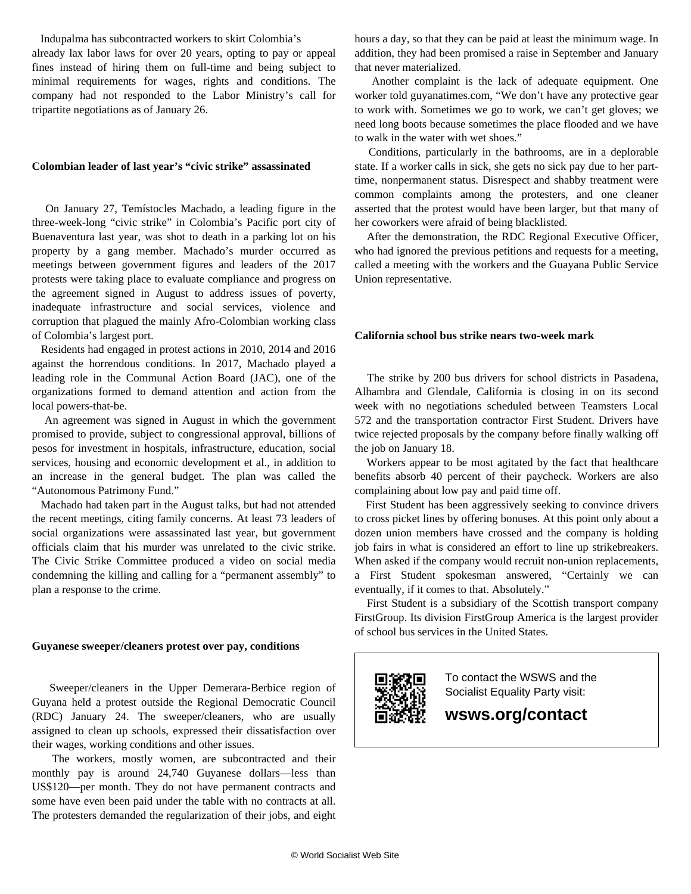Indupalma has subcontracted workers to skirt Colombia's already lax labor laws for over 20 years, opting to pay or appeal fines instead of hiring them on full-time and being subject to minimal requirements for wages, rights and conditions. The company had not responded to the Labor Ministry's call for tripartite negotiations as of January 26.

**Colombian leader of last year's "civic strike" assassinated**

On January 27, Temístocles Machado, a leading figure in the three-week-long "civic strike" in Colombia's Pacific port city of Buenaventura last year, was shot to death in a parking lot on his property by a gang member. Machado's murder occurred as meetings between government figures and leaders of the 2017 protests were taking place to evaluate compliance and progress on the agreement signed in August to address issues of poverty, inadequate infrastructure and social services, violence and corruption that plagued the mainly Afro-Colombian working class of Colombia's largest port.

Residents had engaged in protest actions in 2010, 2014 and 2016 against the horrendous conditions. In 2017, Machado played a leading role in the Communal Action Board (JAC), one of the organizations formed to demand attention and action from the local powers-that-be.

An agreement was signed in August in which the government promised to provide, subject to congressional approval, billions of pesos for investment in hospitals, infrastructure, education, social services, housing and economic development et al., in addition to an increase in the general budget. The plan was called the "Autonomous Patrimony Fund."

Machado had taken part in the August talks, but had not attended the recent meetings, citing family concerns. At least 73 leaders of social organizations were assassinated last year, but government officials claim that his murder was unrelated to the civic strike. The Civic Strike Committee produced a video on social media condemning the killing and calling for a "permanent assembly" to plan a response to the crime.

**Guyanese sweeper/cleaners protest over pay, conditions**

Sweeper/cleaners in the Upper Demerara-Berbice region of Guyana held a protest outside the Regional Democratic Council (RDC) January 24. The sweeper/cleaners, who are usually assigned to clean up schools, expressed their dissatisfaction over their wages, working conditions and other issues.

The workers, mostly women, are subcontracted and their monthly pay is around 24,740 Guyanese dollars—less than US$120—per month. They do not have permanent contracts and some have even been paid under the table with no contracts at all. The protesters demanded the regularization of their jobs, and eight hours a day, so that they can be paid at least the minimum wage. In addition, they had been promised a raise in September and January that never materialized.

Another complaint is the lack of adequate equipment. One worker told guyanatimes.com, "We don't have any protective gear to work with. Sometimes we go to work, we can't get gloves; we need long boots because sometimes the place flooded and we have to walk in the water with wet shoes."

Conditions, particularly in the bathrooms, are in a deplorable state. If a worker calls in sick, she gets no sick pay due to her part-time, nonpermanent status. Disrespect and shabby treatment were common complaints among the protesters, and one cleaner asserted that the protest would have been larger, but that many of her coworkers were afraid of being blacklisted.

After the demonstration, the RDC Regional Executive Officer, who had ignored the previous petitions and requests for a meeting, called a meeting with the workers and the Guayana Public Service Union representative.

**California school bus strike nears two-week mark**

The strike by 200 bus drivers for school districts in Pasadena, Alhambra and Glendale, California is closing in on its second week with no negotiations scheduled between Teamsters Local 572 and the transportation contractor First Student. Drivers have twice rejected proposals by the company before finally walking off the job on January 18.

Workers appear to be most agitated by the fact that healthcare benefits absorb 40 percent of their paycheck. Workers are also complaining about low pay and paid time off.

First Student has been aggressively seeking to convince drivers to cross picket lines by offering bonuses. At this point only about a dozen union members have crossed and the company is holding job fairs in what is considered an effort to line up strikebreakers. When asked if the company would recruit non-union replacements, a First Student spokesman answered, "Certainly we can eventually, if it comes to that. Absolutely."

First Student is a subsidiary of the Scottish transport company FirstGroup. Its division FirstGroup America is the largest provider of school bus services in the United States.

To contact the WSWS and the Socialist Equality Party visit:

**wsws.org/contact**